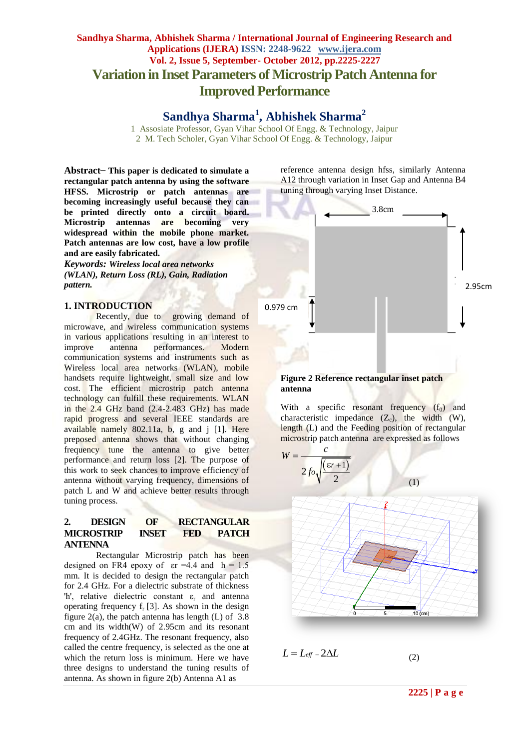# Variation in Inset Parameters of Microstrip Patch Antenna for Improved Performance

**Sandhya Sharma[1], Abhishek Sharma[2]**

1 Assosiate Professor, Gyan Vihar School Of Engg. & Technology, Jaipur
2 M. Tech Scholer, Gyan Vihar School Of Engg. & Technology, Jaipur

**Abstract**– **This paper is dedicated to simulate a rectangular patch antenna by using the software HFSS. Microstrip or patch antennas are becoming increasingly useful because they can be printed directly onto a circuit board. Microstrip antennas are becoming very widespread within the mobile phone market. Patch antennas are low cost, have a low profile and are easily fabricated.**

***Keywords: Wireless local area networks (WLAN), Return Loss (RL), Gain, Radiation pattern.***

## 1. INTRODUCTION

Recently, due to growing demand of microwave, and wireless communication systems in various applications resulting in an interest to improve antenna performances. Modern communication systems and instruments such as Wireless local area networks (WLAN), mobile handsets require lightweight, small size and low cost. The efficient microstrip patch antenna technology can fulfill these requirements. WLAN in the 2.4 GHz band (2.4-2.483 GHz) has made rapid progress and several IEEE standards are available namely 802.11a, b, g and j [1]. Here preposed antenna shows that without changing frequency tune the antenna to give better performance and return loss [2]. The purpose of this work to seek chances to improve efficiency of antenna without varying frequency, dimensions of patch L and W and achieve better results through tuning process.

## 2. DESIGN OF RECTANGULAR MICROSTRIP INSET FED PATCH ANTENNA

Rectangular Microstrip patch has been designed on FR4 epoxy of $\varepsilon r = 4.4$ and $h = 1.5$ mm. It is decided to design the rectangular patch for 2.4 GHz. For a dielectric substrate of thickness 'h', relative dielectric constant $\varepsilon_r$ and antenna operating frequency $f_r$ [3]. As shown in the design figure 2(a), the patch antenna has length (L) of 3.8 cm and its width(W) of 2.95cm and its resonant frequency of 2.4GHz. The resonant frequency, also called the centre frequency, is selected as the one at which the return loss is minimum. Here we have three designs to understand the tuning results of antenna. As shown in figure 2(b) Antenna A1 as reference antenna design hfss, similarly Antenna A12 through variation in Inset Gap and Antenna B4 tuning through varying Inset Distance.

3.8cm

2.95cm

0.979 cm

**Figure 2 Reference rectangular inset patch antenna**

With a specific resonant frequency ($f_0$) and characteristic impedance ($Z_c$), the width (W), length (L) and the Feeding position of rectangular microstrip patch antenna are expressed as follows

$$W = \frac{c}{2 f_o \sqrt{\frac{(\varepsilon r + 1)}{2}}} \quad (1)$$

$$L = L_{eff} - 2\Delta L \quad (2)$$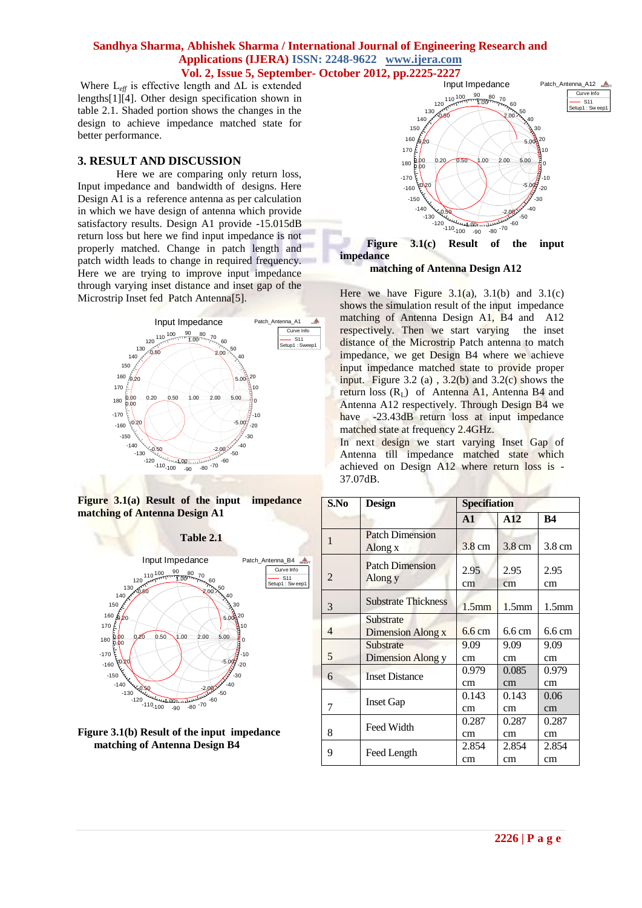Where $L_{eff}$ is effective length and ΔL is extended lengths[1][4]. Other design specification shown in table 2.1. Shaded portion shows the changes in the design to achieve impedance matched state for better performance.

## 3. RESULT AND DISCUSSION

Here we are comparing only return loss, Input impedance and bandwidth of designs. Here Design A1 is a reference antenna as per calculation in which we have design of antenna which provide satisfactory results. Design A1 provide -15.015dB return loss but here we find input impedance is not properly matched. Change in patch length and patch width leads to change in required frequency. Here we are trying to improve input impedance through varying inset distance and inset gap of the Microstrip Inset fed Patch Antenna[5].

**Figure 3.1(a) Result of the input impedance matching of Antenna Design A1**

**Table 2.1**

**Figure 3.1(b) Result of the input impedance matching of Antenna Design B4**

**Figure 3.1(c) Result of the input impedance matching of Antenna Design A12**

Here we have Figure 3.1(a), 3.1(b) and 3.1(c) shows the simulation result of the input impedance matching of Antenna Design A1, B4 and A12 respectively. Then we start varying the inset distance of the Microstrip Patch antenna to match impedance, we get Design B4 where we achieve input impedance matched state to provide proper input. Figure 3.2 (a) , 3.2(b) and 3.2(c) shows the return loss ($R_L$) of Antenna A1, Antenna B4 and Antenna A12 respectively. Through Design B4 we have -23.43dB return loss at input impedance matched state at frequency 2.4GHz.

In next design we start varying Inset Gap of Antenna till impedance matched state which achieved on Design A12 where return loss is -37.07dB.

| S.No | Design | Specification | | |
|---|---|---|---|---|
| | | **A1** | **A12** | **B4** |
| 1 | Patch Dimension Along x | 3.8 cm | 3.8 cm | 3.8 cm |
| 2 | Patch Dimension Along y | 2.95 cm | 2.95 cm | 2.95 cm |
| 3 | Substrate Thickness | 1.5mm | 1.5mm | 1.5mm |
| 4 | Substrate Dimension Along x | 6.6 cm | 6.6 cm | 6.6 cm |
| 5 | Substrate Dimension Along y | 9.09 cm | 9.09 cm | 9.09 cm |
| 6 | Inset Distance | 0.979 cm | 0.085 cm | 0.979 cm |
| 7 | Inset Gap | 0.143 cm | 0.143 cm | 0.06 cm |
| 8 | Feed Width | 0.287 cm | 0.287 cm | 0.287 cm |
| 9 | Feed Length | 2.854 cm | 2.854 cm | 2.854 cm |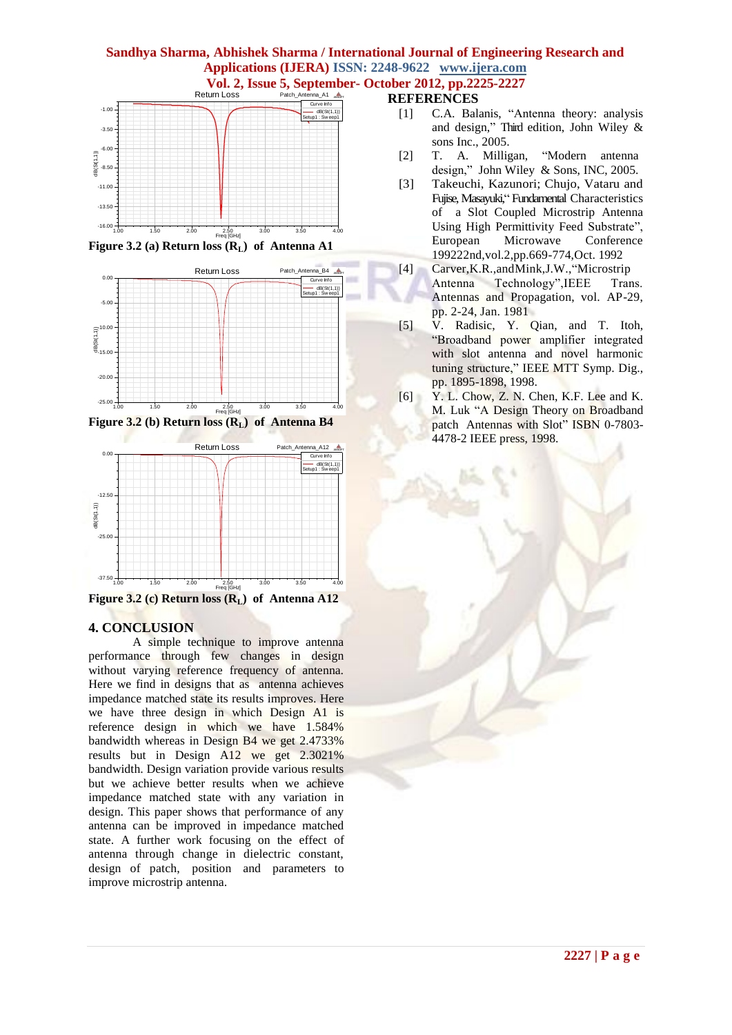Return Loss

Patch_Antenna_A1

Curve Info

dB(St(1,1))
Setup1 : Sweep1

-1.00

-3.50

-6.00

-8.50

-11.00

-13.50

-16.00

dB(St(1,1))

1.00 1.50 2.00 2.50 3.00 3.50 4.00

Freq [GHz]

**Figure 3.2 (a) Return loss ($R_L$) of Antenna A1**

Return Loss

Patch_Antenna_B4

Curve Info

dB(St(1,1))
Setup1 : Sweep1

0.00

-5.00

-10.00

-15.00

-20.00

-25.00

dB(St(1,1))

1.00 1.50 2.00 2.50 3.00 3.50 4.00

Freq [GHz]

**Figure 3.2 (b) Return loss ($R_L$) of Antenna B4**

Return Loss

Patch_Antenna_A12

Curve Info

dB(St(1,1))
Setup1 : Sweep1

0.00

-12.50

-25.00

-37.50

dB(St(1,1))

1.00 1.50 2.00 2.50 3.00 3.50 4.00

Freq [GHz]

**Figure 3.2 (c) Return loss ($R_L$) of Antenna A12**

## 4. CONCLUSION

A simple technique to improve antenna performance through few changes in design without varying reference frequency of antenna. Here we find in designs that as antenna achieves impedance matched state its results improves. Here we have three design in which Design A1 is reference design in which we have 1.584% bandwidth whereas in Design B4 we get 2.4733% results but in Design A12 we get 2.3021% bandwidth. Design variation provide various results but we achieve better results when we achieve impedance matched state with any variation in design. This paper shows that performance of any antenna can be improved in impedance matched state. A further work focusing on the effect of antenna through change in dielectric constant, design of patch, position and parameters to improve microstrip antenna.

## REFERENCES

[1] C.A. Balanis, "Antenna theory: analysis and design," Third edition, John Wiley & sons Inc., 2005.

[2] T. A. Milligan, "Modern antenna design," John Wiley & Sons, INC, 2005.

[3] Takeuchi, Kazunori; Chujo, Vataru and Fujise, Masayuki," Fundamental Characteristics of a Slot Coupled Microstrip Antenna Using High Permittivity Feed Substrate", European Microwave Conference 199222nd,vol.2,pp.669-774,Oct. 1992

[4] Carver,K.R.,andMink,J.W.,"Microstrip Antenna Technology",IEEE Trans. Antennas and Propagation, vol. AP-29, pp. 2-24, Jan. 1981

[5] V. Radisic, Y. Qian, and T. Itoh, "Broadband power amplifier integrated with slot antenna and novel harmonic tuning structure," IEEE MTT Symp. Dig., pp. 1895-1898, 1998.

[6] Y. L. Chow, Z. N. Chen, K.F. Lee and K. M. Luk "A Design Theory on Broadband patch Antennas with Slot" ISBN 0-7803-4478-2 IEEE press, 1998.